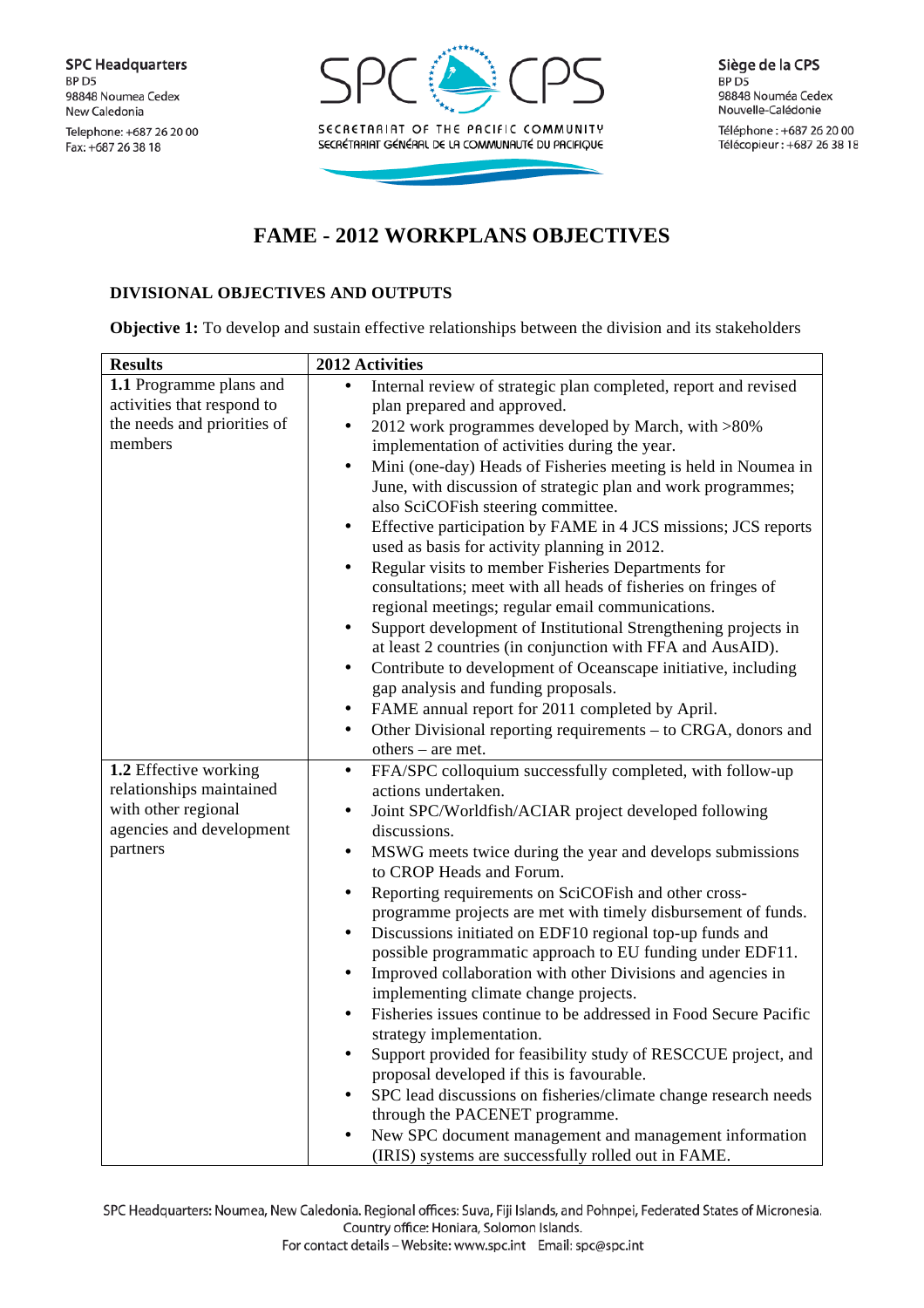# FAME - 2012 WORKPLANS OBJECTIVES

## DIVISIONAL OBJECTIVES AND OUTPUTS

**Objective 1:** To develop and sustain effective relationships between the division and its stakeholders

| Results | 2012 Activities |
|---|---|
| **1.1** Programme plans and activities that respond to the needs and priorities of members | • Internal review of strategic plan completed, report and revised plan prepared and approved.<br>• 2012 work programmes developed by March, with >80% implementation of activities during the year.<br>• Mini (one-day) Heads of Fisheries meeting is held in Noumea in June, with discussion of strategic plan and work programmes; also SciCOFish steering committee.<br>• Effective participation by FAME in 4 JCS missions; JCS reports used as basis for activity planning in 2012.<br>• Regular visits to member Fisheries Departments for consultations; meet with all heads of fisheries on fringes of regional meetings; regular email communications.<br>• Support development of Institutional Strengthening projects in at least 2 countries (in conjunction with FFA and AusAID).<br>• Contribute to development of Oceanscape initiative, including gap analysis and funding proposals.<br>• FAME annual report for 2011 completed by April.<br>• Other Divisional reporting requirements – to CRGA, donors and others – are met. |
| **1.2** Effective working relationships maintained with other regional agencies and development partners | • FFA/SPC colloquium successfully completed, with follow-up actions undertaken.<br>• Joint SPC/Worldfish/ACIAR project developed following discussions.<br>• MSWG meets twice during the year and develops submissions to CROP Heads and Forum.<br>• Reporting requirements on SciCOFish and other cross-programme projects are met with timely disbursement of funds.<br>• Discussions initiated on EDF10 regional top-up funds and possible programmatic approach to EU funding under EDF11.<br>• Improved collaboration with other Divisions and agencies in implementing climate change projects.<br>• Fisheries issues continue to be addressed in Food Secure Pacific strategy implementation.<br>• Support provided for feasibility study of RESCCUE project, and proposal developed if this is favourable.<br>• SPC lead discussions on fisheries/climate change research needs through the PACENET programme.<br>• New SPC document management and management information (IRIS) systems are successfully rolled out in FAME. |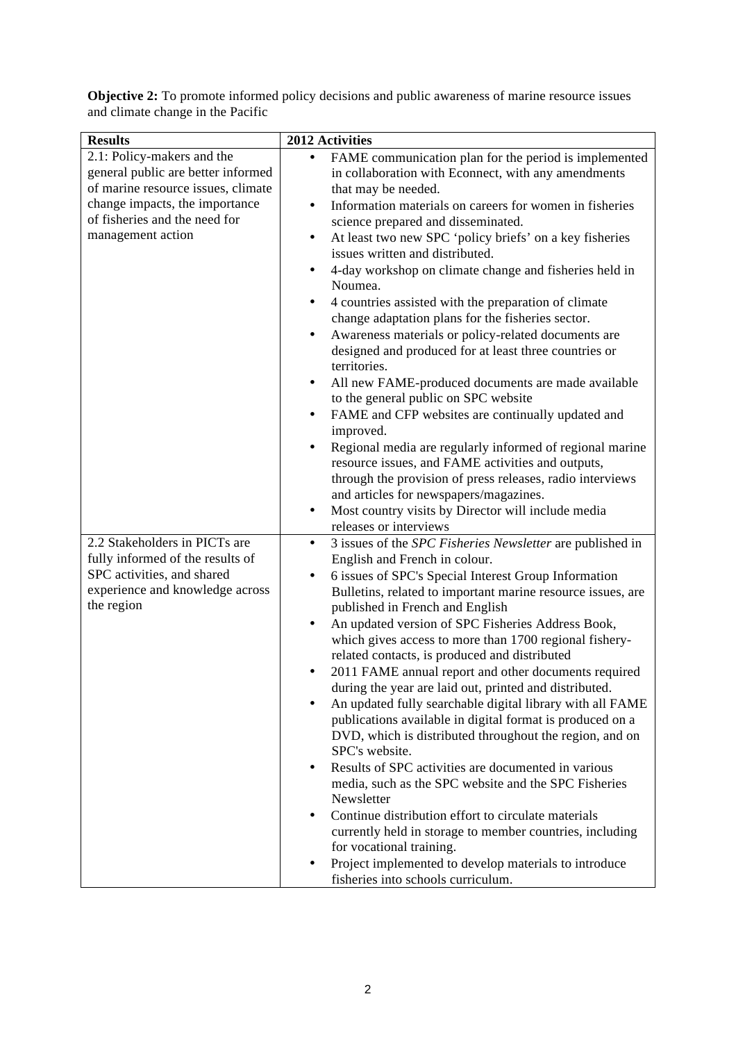**Objective 2:** To promote informed policy decisions and public awareness of marine resource issues and climate change in the Pacific

| Results | 2012 Activities |
|---|---|
| 2.1: Policy-makers and the general public are better informed of marine resource issues, climate change impacts, the importance of fisheries and the need for management action | • FAME communication plan for the period is implemented in collaboration with Econnect, with any amendments that may be needed.<br>• Information materials on careers for women in fisheries science prepared and disseminated.<br>• At least two new SPC 'policy briefs' on a key fisheries issues written and distributed.<br>• 4-day workshop on climate change and fisheries held in Noumea.<br>• 4 countries assisted with the preparation of climate change adaptation plans for the fisheries sector.<br>• Awareness materials or policy-related documents are designed and produced for at least three countries or territories.<br>• All new FAME-produced documents are made available to the general public on SPC website<br>• FAME and CFP websites are continually updated and improved.<br>• Regional media are regularly informed of regional marine resource issues, and FAME activities and outputs, through the provision of press releases, radio interviews and articles for newspapers/magazines.<br>• Most country visits by Director will include media releases or interviews |
| 2.2 Stakeholders in PICTs are fully informed of the results of SPC activities, and shared experience and knowledge across the region | • 3 issues of the *SPC Fisheries Newsletter* are published in English and French in colour.<br>• 6 issues of SPC's Special Interest Group Information Bulletins, related to important marine resource issues, are published in French and English<br>• An updated version of SPC Fisheries Address Book, which gives access to more than 1700 regional fishery-related contacts, is produced and distributed<br>• 2011 FAME annual report and other documents required during the year are laid out, printed and distributed.<br>• An updated fully searchable digital library with all FAME publications available in digital format is produced on a DVD, which is distributed throughout the region, and on SPC's website.<br>• Results of SPC activities are documented in various media, such as the SPC website and the SPC Fisheries Newsletter<br>• Continue distribution effort to circulate materials currently held in storage to member countries, including for vocational training.<br>• Project implemented to develop materials to introduce fisheries into schools curriculum. |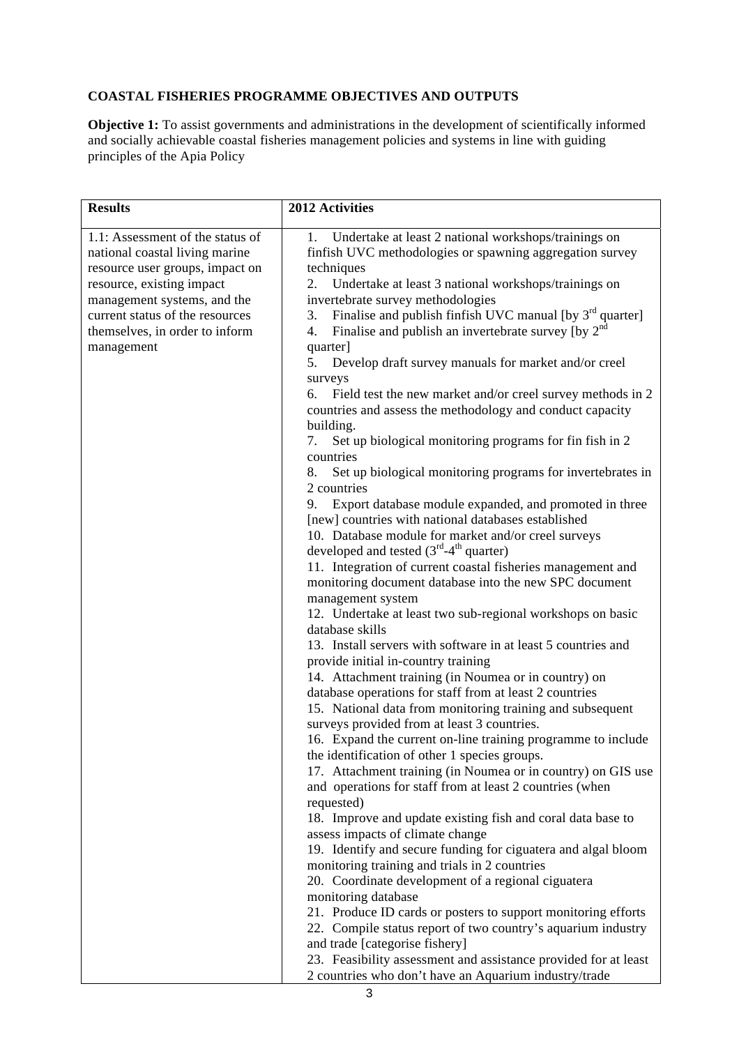**COASTAL FISHERIES PROGRAMME OBJECTIVES AND OUTPUTS**

**Objective 1:** To assist governments and administrations in the development of scientifically informed and socially achievable coastal fisheries management policies and systems in line with guiding principles of the Apia Policy

| Results | 2012 Activities |
|---|---|
| 1.1: Assessment of the status of national coastal living marine resource user groups, impact on resource, existing impact management systems, and the current status of the resources themselves, in order to inform management | 1. Undertake at least 2 national workshops/trainings on finfish UVC methodologies or spawning aggregation survey techniques<br>2. Undertake at least 3 national workshops/trainings on invertebrate survey methodologies<br>3. Finalise and publish finfish UVC manual [by 3rd quarter]<br>4. Finalise and publish an invertebrate survey [by 2nd quarter]<br>5. Develop draft survey manuals for market and/or creel surveys<br>6. Field test the new market and/or creel survey methods in 2 countries and assess the methodology and conduct capacity building.<br>7. Set up biological monitoring programs for fin fish in 2 countries<br>8. Set up biological monitoring programs for invertebrates in 2 countries<br>9. Export database module expanded, and promoted in three [new] countries with national databases established<br>10. Database module for market and/or creel surveys developed and tested (3rd-4th quarter)<br>11. Integration of current coastal fisheries management and monitoring document database into the new SPC document management system<br>12. Undertake at least two sub-regional workshops on basic database skills<br>13. Install servers with software in at least 5 countries and provide initial in-country training<br>14. Attachment training (in Noumea or in country) on database operations for staff from at least 2 countries<br>15. National data from monitoring training and subsequent surveys provided from at least 3 countries.<br>16. Expand the current on-line training programme to include the identification of other 1 species groups.<br>17. Attachment training (in Noumea or in country) on GIS use and operations for staff from at least 2 countries (when requested)<br>18. Improve and update existing fish and coral data base to assess impacts of climate change<br>19. Identify and secure funding for ciguatera and algal bloom monitoring training and trials in 2 countries<br>20. Coordinate development of a regional ciguatera monitoring database<br>21. Produce ID cards or posters to support monitoring efforts<br>22. Compile status report of two country's aquarium industry and trade [categorise fishery]<br>23. Feasibility assessment and assistance provided for at least 2 countries who don't have an Aquarium industry/trade |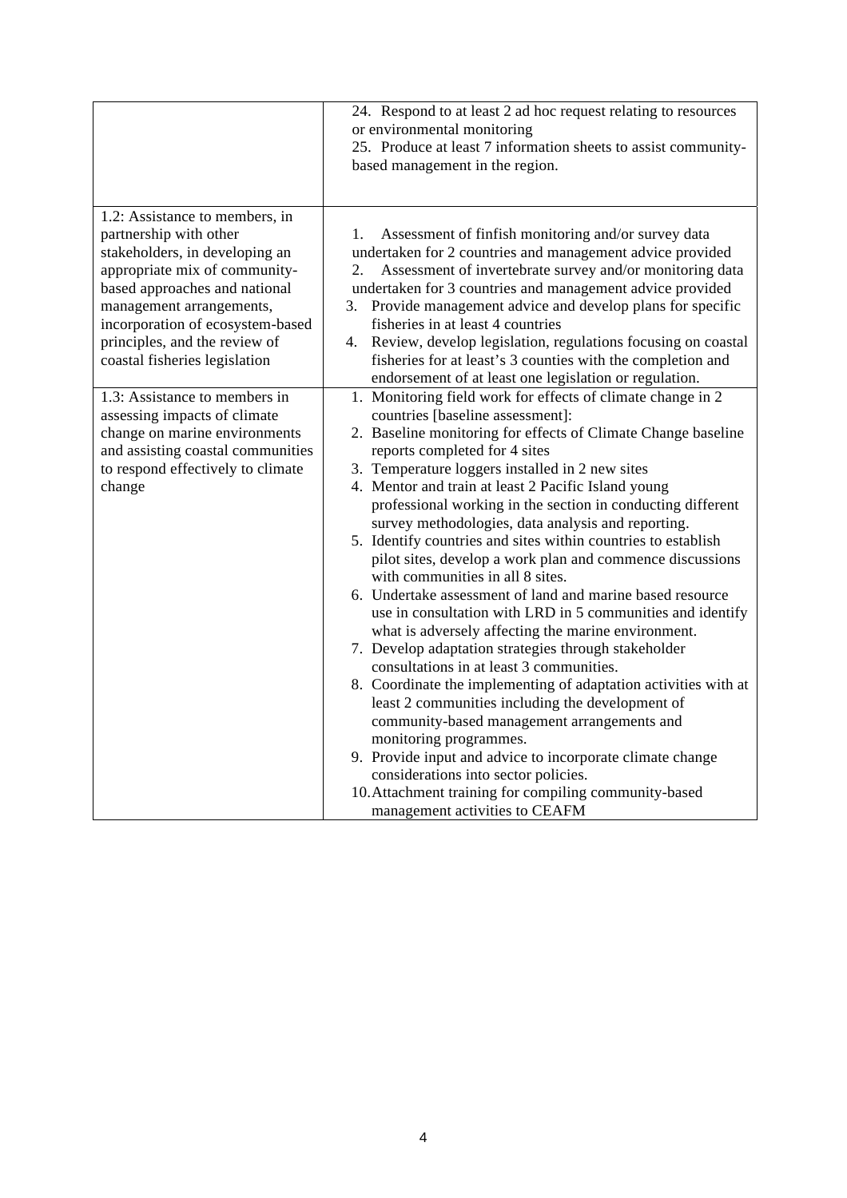| | |
|---|---|
| | 24. Respond to at least 2 ad hoc request relating to resources or environmental monitoring<br>25. Produce at least 7 information sheets to assist community-based management in the region. |
| 1.2: Assistance to members, in partnership with other stakeholders, in developing an appropriate mix of community-based approaches and national management arrangements, incorporation of ecosystem-based principles, and the review of coastal fisheries legislation | 1. Assessment of finfish monitoring and/or survey data undertaken for 2 countries and management advice provided<br>2. Assessment of invertebrate survey and/or monitoring data undertaken for 3 countries and management advice provided<br>3. Provide management advice and develop plans for specific fisheries in at least 4 countries<br>4. Review, develop legislation, regulations focusing on coastal fisheries for at least's 3 counties with the completion and endorsement of at least one legislation or regulation. |
| 1.3: Assistance to members in assessing impacts of climate change on marine environments and assisting coastal communities to respond effectively to climate change | 1. Monitoring field work for effects of climate change in 2 countries [baseline assessment]:<br>2. Baseline monitoring for effects of Climate Change baseline reports completed for 4 sites<br>3. Temperature loggers installed in 2 new sites<br>4. Mentor and train at least 2 Pacific Island young professional working in the section in conducting different survey methodologies, data analysis and reporting.<br>5. Identify countries and sites within countries to establish pilot sites, develop a work plan and commence discussions with communities in all 8 sites.<br>6. Undertake assessment of land and marine based resource use in consultation with LRD in 5 communities and identify what is adversely affecting the marine environment.<br>7. Develop adaptation strategies through stakeholder consultations in at least 3 communities.<br>8. Coordinate the implementing of adaptation activities with at least 2 communities including the development of community-based management arrangements and monitoring programmes.<br>9. Provide input and advice to incorporate climate change considerations into sector policies.<br>10. Attachment training for compiling community-based management activities to CEAFM |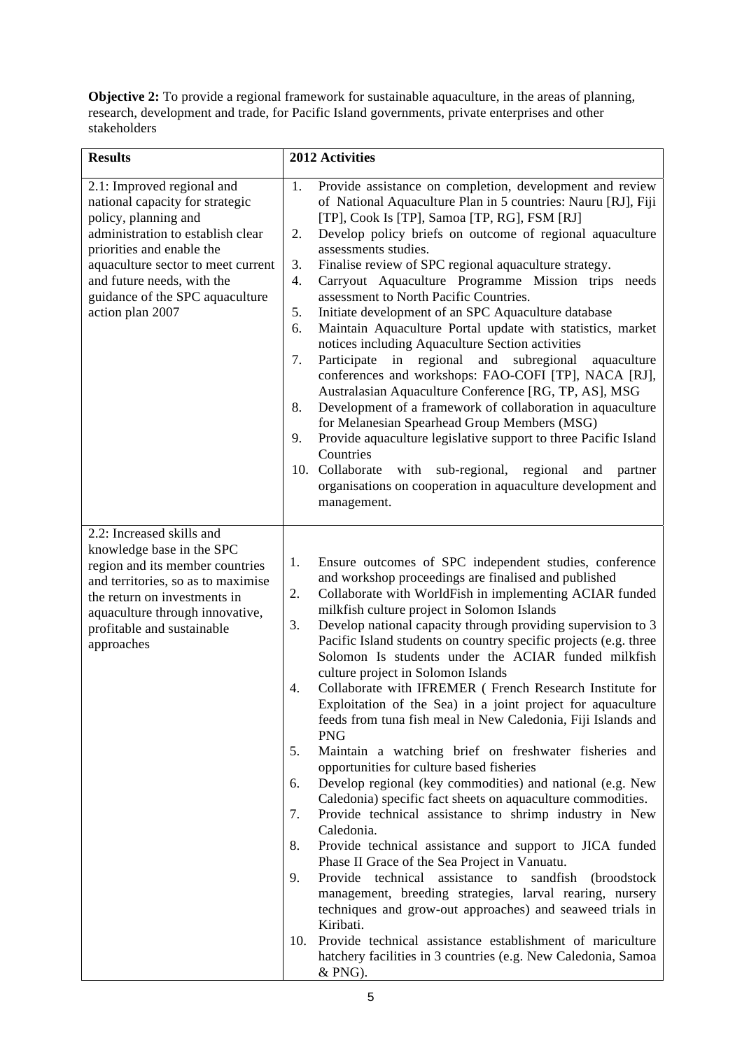**Objective 2:** To provide a regional framework for sustainable aquaculture, in the areas of planning, research, development and trade, for Pacific Island governments, private enterprises and other stakeholders

| **Results** | **2012 Activities** |
|---|---|
| 2.1: Improved regional and national capacity for strategic policy, planning and administration to establish clear priorities and enable the aquaculture sector to meet current and future needs, with the guidance of the SPC aquaculture action plan 2007 | 1. Provide assistance on completion, development and review of National Aquaculture Plan in 5 countries: Nauru [RJ], Fiji [TP], Cook Is [TP], Samoa [TP, RG], FSM [RJ]<br>2. Develop policy briefs on outcome of regional aquaculture assessments studies.<br>3. Finalise review of SPC regional aquaculture strategy.<br>4. Carryout Aquaculture Programme Mission trips needs assessment to North Pacific Countries.<br>5. Initiate development of an SPC Aquaculture database<br>6. Maintain Aquaculture Portal update with statistics, market notices including Aquaculture Section activities<br>7. Participate in regional and subregional aquaculture conferences and workshops: FAO-COFI [TP], NACA [RJ], Australasian Aquaculture Conference [RG, TP, AS], MSG<br>8. Development of a framework of collaboration in aquaculture for Melanesian Spearhead Group Members (MSG)<br>9. Provide aquaculture legislative support to three Pacific Island Countries<br>10. Collaborate with sub-regional, regional and partner organisations on cooperation in aquaculture development and management. |
| 2.2: Increased skills and knowledge base in the SPC region and its member countries and territories, so as to maximise the return on investments in aquaculture through innovative, profitable and sustainable approaches | 1. Ensure outcomes of SPC independent studies, conference and workshop proceedings are finalised and published<br>2. Collaborate with WorldFish in implementing ACIAR funded milkfish culture project in Solomon Islands<br>3. Develop national capacity through providing supervision to 3 Pacific Island students on country specific projects (e.g. three Solomon Is students under the ACIAR funded milkfish culture project in Solomon Islands<br>4. Collaborate with IFREMER ( French Research Institute for Exploitation of the Sea) in a joint project for aquaculture feeds from tuna fish meal in New Caledonia, Fiji Islands and PNG<br>5. Maintain a watching brief on freshwater fisheries and opportunities for culture based fisheries<br>6. Develop regional (key commodities) and national (e.g. New Caledonia) specific fact sheets on aquaculture commodities.<br>7. Provide technical assistance to shrimp industry in New Caledonia.<br>8. Provide technical assistance and support to JICA funded Phase II Grace of the Sea Project in Vanuatu.<br>9. Provide technical assistance to sandfish (broodstock management, breeding strategies, larval rearing, nursery techniques and grow-out approaches) and seaweed trials in Kiribati.<br>10. Provide technical assistance establishment of mariculture hatchery facilities in 3 countries (e.g. New Caledonia, Samoa & PNG). |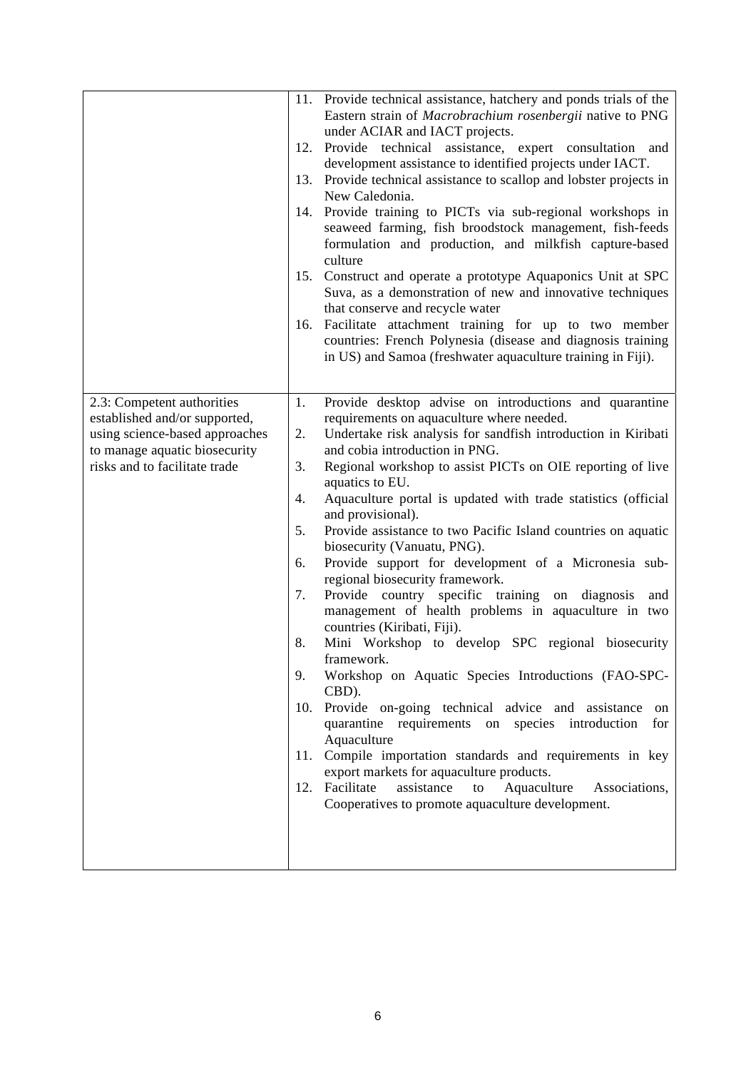| | |
|---|---|
| | 11. Provide technical assistance, hatchery and ponds trials of the Eastern strain of *Macrobrachium rosenbergii* native to PNG under ACIAR and IACT projects.<br>12. Provide technical assistance, expert consultation and development assistance to identified projects under IACT.<br>13. Provide technical assistance to scallop and lobster projects in New Caledonia.<br>14. Provide training to PICTs via sub-regional workshops in seaweed farming, fish broodstock management, fish-feeds formulation and production, and milkfish capture-based culture<br>15. Construct and operate a prototype Aquaponics Unit at SPC Suva, as a demonstration of new and innovative techniques that conserve and recycle water<br>16. Facilitate attachment training for up to two member countries: French Polynesia (disease and diagnosis training in US) and Samoa (freshwater aquaculture training in Fiji). |
| 2.3: Competent authorities established and/or supported, using science-based approaches to manage aquatic biosecurity risks and to facilitate trade | 1. Provide desktop advise on introductions and quarantine requirements on aquaculture where needed.<br>2. Undertake risk analysis for sandfish introduction in Kiribati and cobia introduction in PNG.<br>3. Regional workshop to assist PICTs on OIE reporting of live aquatics to EU.<br>4. Aquaculture portal is updated with trade statistics (official and provisional).<br>5. Provide assistance to two Pacific Island countries on aquatic biosecurity (Vanuatu, PNG).<br>6. Provide support for development of a Micronesia sub-regional biosecurity framework.<br>7. Provide country specific training on diagnosis and management of health problems in aquaculture in two countries (Kiribati, Fiji).<br>8. Mini Workshop to develop SPC regional biosecurity framework.<br>9. Workshop on Aquatic Species Introductions (FAO-SPC-CBD).<br>10. Provide on-going technical advice and assistance on quarantine requirements on species introduction for Aquaculture<br>11. Compile importation standards and requirements in key export markets for aquaculture products.<br>12. Facilitate assistance to Aquaculture Associations, Cooperatives to promote aquaculture development. |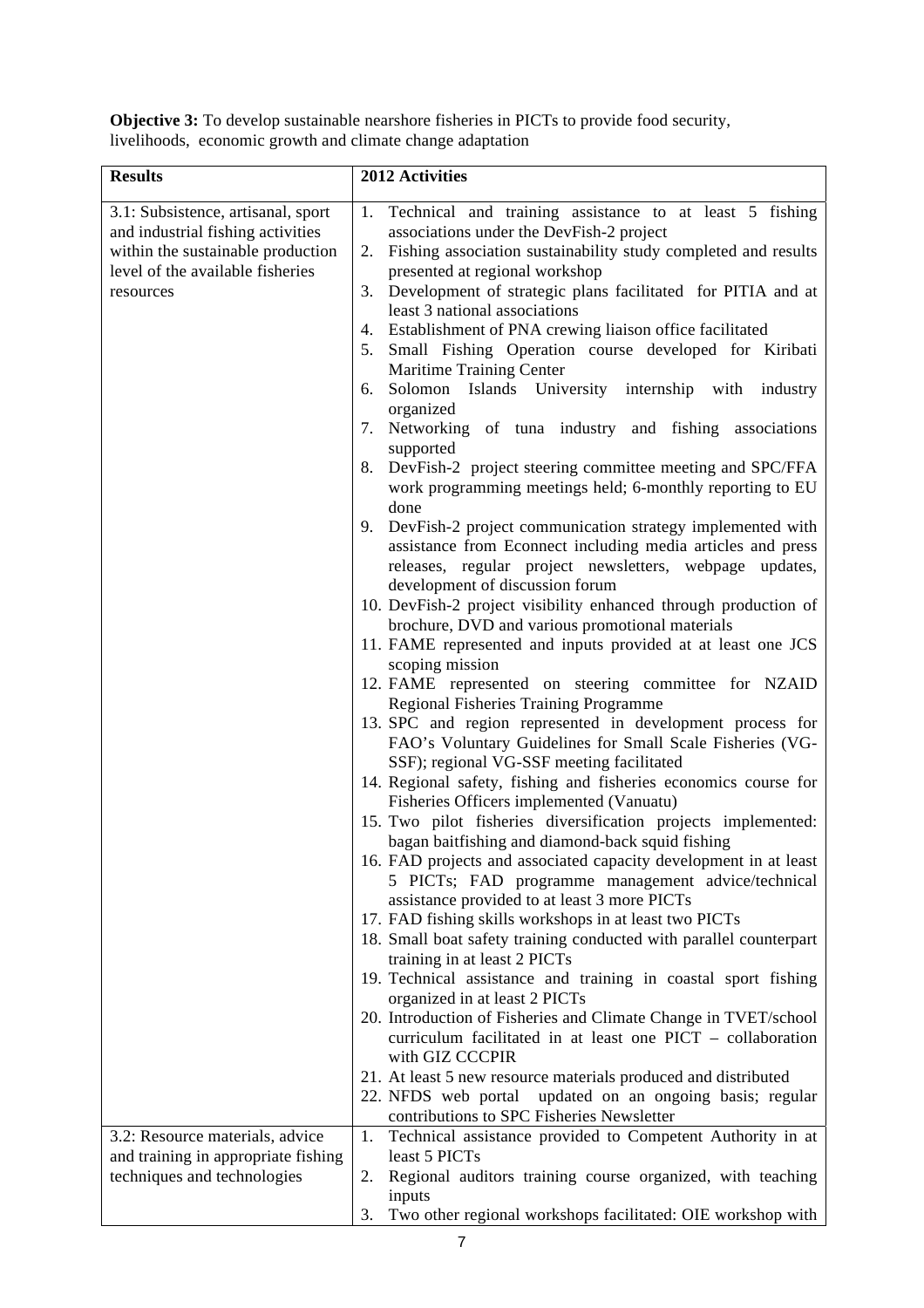**Objective 3:** To develop sustainable nearshore fisheries in PICTs to provide food security, livelihoods, economic growth and climate change adaptation

| Results | 2012 Activities |
|---|---|
| 3.1: Subsistence, artisanal, sport and industrial fishing activities within the sustainable production level of the available fisheries resources | 1. Technical and training assistance to at least 5 fishing associations under the DevFish-2 project<br>2. Fishing association sustainability study completed and results presented at regional workshop<br>3. Development of strategic plans facilitated for PITIA and at least 3 national associations<br>4. Establishment of PNA crewing liaison office facilitated<br>5. Small Fishing Operation course developed for Kiribati Maritime Training Center<br>6. Solomon Islands University internship with industry organized<br>7. Networking of tuna industry and fishing associations supported<br>8. DevFish-2 project steering committee meeting and SPC/FFA work programming meetings held; 6-monthly reporting to EU done<br>9. DevFish-2 project communication strategy implemented with assistance from Econnect including media articles and press releases, regular project newsletters, webpage updates, development of discussion forum<br>10. DevFish-2 project visibility enhanced through production of brochure, DVD and various promotional materials<br>11. FAME represented and inputs provided at at least one JCS scoping mission<br>12. FAME represented on steering committee for NZAID Regional Fisheries Training Programme<br>13. SPC and region represented in development process for FAO's Voluntary Guidelines for Small Scale Fisheries (VG-SSF); regional VG-SSF meeting facilitated<br>14. Regional safety, fishing and fisheries economics course for Fisheries Officers implemented (Vanuatu)<br>15. Two pilot fisheries diversification projects implemented: bagan baitfishing and diamond-back squid fishing<br>16. FAD projects and associated capacity development in at least 5 PICTs; FAD programme management advice/technical assistance provided to at least 3 more PICTs<br>17. FAD fishing skills workshops in at least two PICTs<br>18. Small boat safety training conducted with parallel counterpart training in at least 2 PICTs<br>19. Technical assistance and training in coastal sport fishing organized in at least 2 PICTs<br>20. Introduction of Fisheries and Climate Change in TVET/school curriculum facilitated in at least one PICT – collaboration with GIZ CCCPIR<br>21. At least 5 new resource materials produced and distributed<br>22. NFDS web portal updated on an ongoing basis; regular contributions to SPC Fisheries Newsletter |
| 3.2: Resource materials, advice and training in appropriate fishing techniques and technologies | 1. Technical assistance provided to Competent Authority in at least 5 PICTs<br>2. Regional auditors training course organized, with teaching inputs<br>3. Two other regional workshops facilitated: OIE workshop with |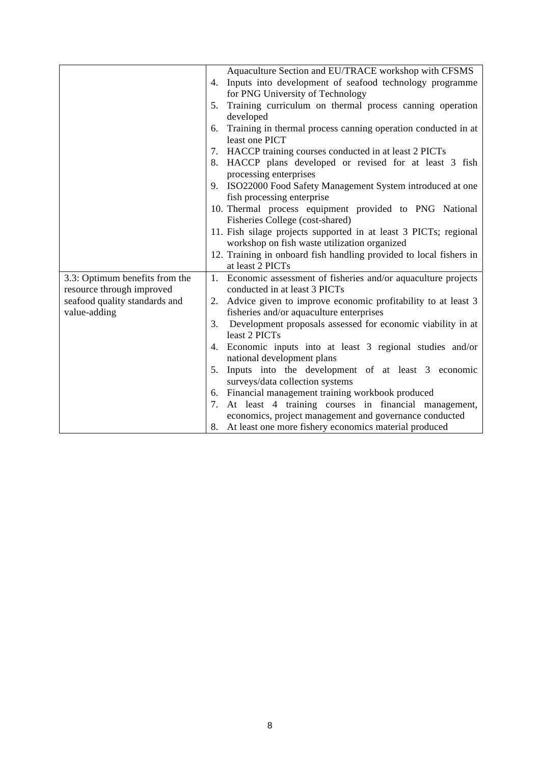| | |
|---|---|
| | Aquaculture Section and EU/TRACE workshop with CFSMS<br>4. Inputs into development of seafood technology programme for PNG University of Technology<br>5. Training curriculum on thermal process canning operation developed<br>6. Training in thermal process canning operation conducted in at least one PICT<br>7. HACCP training courses conducted in at least 2 PICTs<br>8. HACCP plans developed or revised for at least 3 fish processing enterprises<br>9. ISO22000 Food Safety Management System introduced at one fish processing enterprise<br>10. Thermal process equipment provided to PNG National Fisheries College (cost-shared)<br>11. Fish silage projects supported in at least 3 PICTs; regional workshop on fish waste utilization organized<br>12. Training in onboard fish handling provided to local fishers in at least 2 PICTs |
| 3.3: Optimum benefits from the resource through improved seafood quality standards and value-adding | 1. Economic assessment of fisheries and/or aquaculture projects conducted in at least 3 PICTs<br>2. Advice given to improve economic profitability to at least 3 fisheries and/or aquaculture enterprises<br>3. Development proposals assessed for economic viability in at least 2 PICTs<br>4. Economic inputs into at least 3 regional studies and/or national development plans<br>5. Inputs into the development of at least 3 economic surveys/data collection systems<br>6. Financial management training workbook produced<br>7. At least 4 training courses in financial management, economics, project management and governance conducted<br>8. At least one more fishery economics material produced |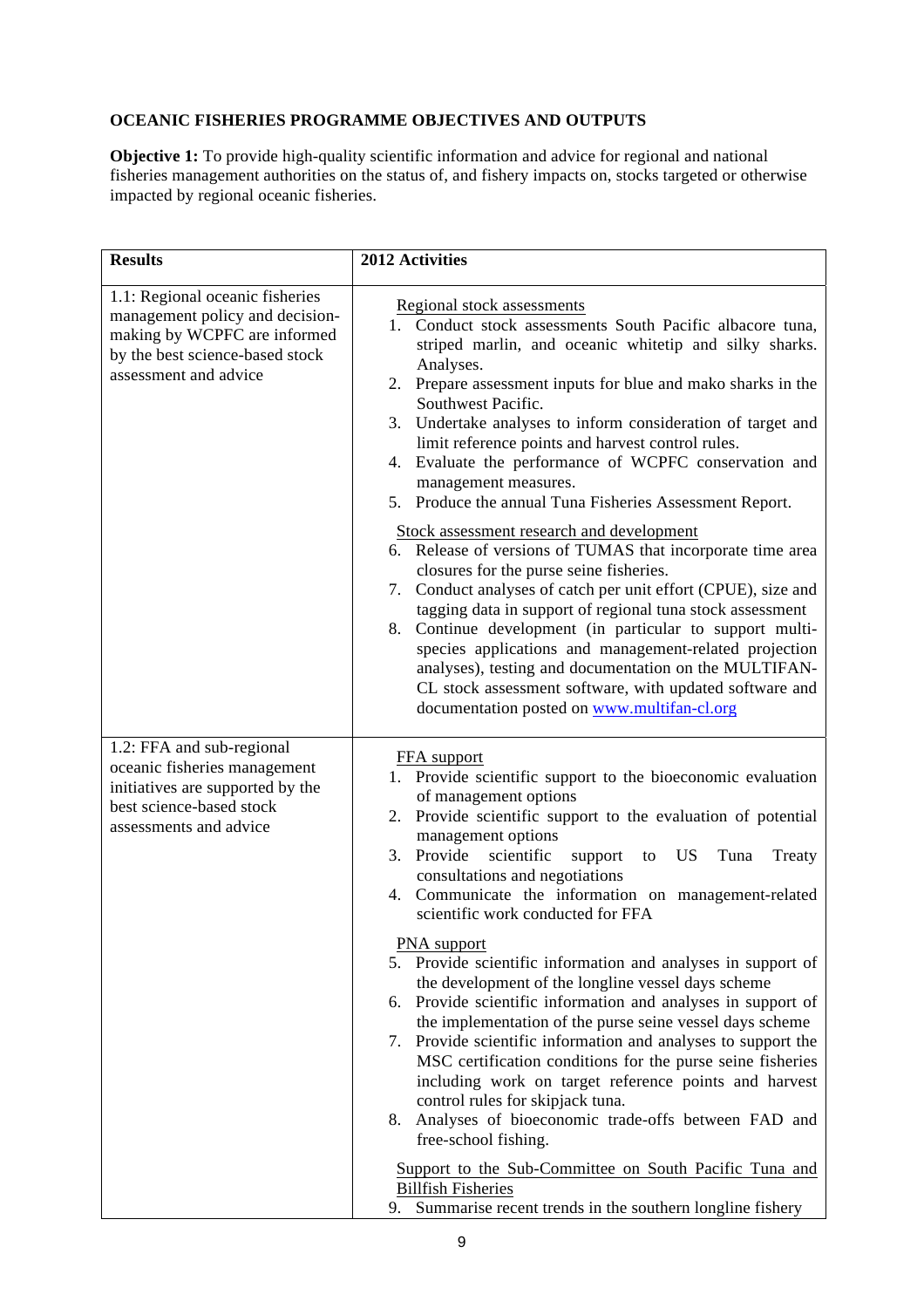**OCEANIC FISHERIES PROGRAMME OBJECTIVES AND OUTPUTS**

**Objective 1:** To provide high-quality scientific information and advice for regional and national fisheries management authorities on the status of, and fishery impacts on, stocks targeted or otherwise impacted by regional oceanic fisheries.

| Results | 2012 Activities |
|---|---|
| 1.1: Regional oceanic fisheries management policy and decision-making by WCPFC are informed by the best science-based stock assessment and advice | <u>Regional stock assessments</u><br>1. Conduct stock assessments South Pacific albacore tuna, striped marlin, and oceanic whitetip and silky sharks. Analyses.<br>2. Prepare assessment inputs for blue and mako sharks in the Southwest Pacific.<br>3. Undertake analyses to inform consideration of target and limit reference points and harvest control rules.<br>4. Evaluate the performance of WCPFC conservation and management measures.<br>5. Produce the annual Tuna Fisheries Assessment Report.<br><br><u>Stock assessment research and development</u><br>6. Release of versions of TUMAS that incorporate time area closures for the purse seine fisheries.<br>7. Conduct analyses of catch per unit effort (CPUE), size and tagging data in support of regional tuna stock assessment<br>8. Continue development (in particular to support multi-species applications and management-related projection analyses), testing and documentation on the MULTIFAN-CL stock assessment software, with updated software and documentation posted on www.multifan-cl.org |
| 1.2: FFA and sub-regional oceanic fisheries management initiatives are supported by the best science-based stock assessments and advice | <u>FFA support</u><br>1. Provide scientific support to the bioeconomic evaluation of management options<br>2. Provide scientific support to the evaluation of potential management options<br>3. Provide scientific support to US Tuna Treaty consultations and negotiations<br>4. Communicate the information on management-related scientific work conducted for FFA<br><br><u>PNA support</u><br>5. Provide scientific information and analyses in support of the development of the longline vessel days scheme<br>6. Provide scientific information and analyses in support of the implementation of the purse seine vessel days scheme<br>7. Provide scientific information and analyses to support the MSC certification conditions for the purse seine fisheries including work on target reference points and harvest control rules for skipjack tuna.<br>8. Analyses of bioeconomic trade-offs between FAD and free-school fishing.<br><br><u>Support to the Sub-Committee on South Pacific Tuna and Billfish Fisheries</u><br>9. Summarise recent trends in the southern longline fishery |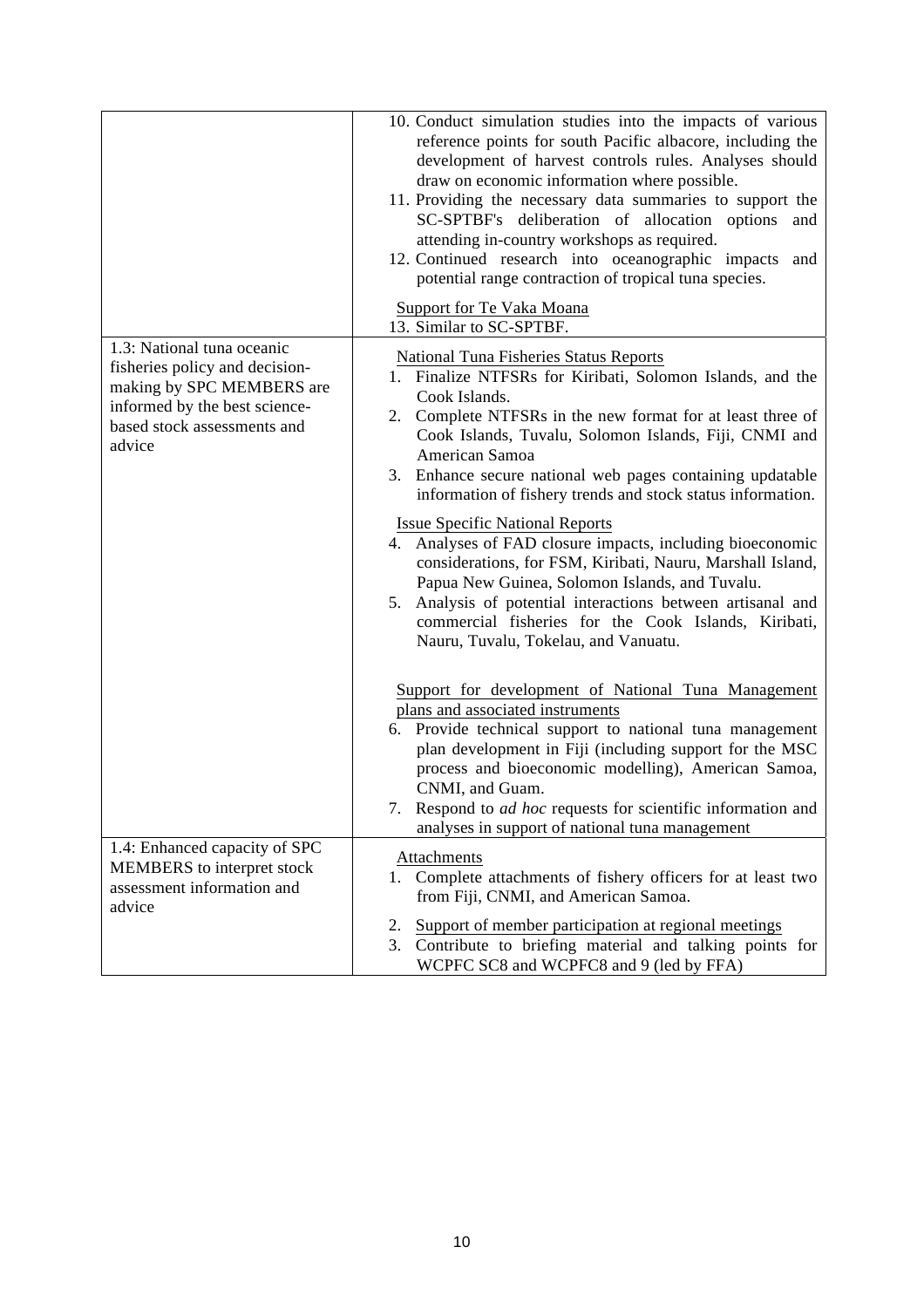| | |
|---|---|
| | 10. Conduct simulation studies into the impacts of various reference points for south Pacific albacore, including the development of harvest controls rules. Analyses should draw on economic information where possible.<br>11. Providing the necessary data summaries to support the SC-SPTBF's deliberation of allocation options and attending in-country workshops as required.<br>12. Continued research into oceanographic impacts and potential range contraction of tropical tuna species.<br><br><u>Support for Te Vaka Moana</u><br>13. Similar to SC-SPTBF. |
| 1.3: National tuna oceanic fisheries policy and decision-making by SPC MEMBERS are informed by the best science-based stock assessments and advice | <u>National Tuna Fisheries Status Reports</u><br>1. Finalize NTFSRs for Kiribati, Solomon Islands, and the Cook Islands.<br>2. Complete NTFSRs in the new format for at least three of Cook Islands, Tuvalu, Solomon Islands, Fiji, CNMI and American Samoa<br>3. Enhance secure national web pages containing updatable information of fishery trends and stock status information.<br><br><u>Issue Specific National Reports</u><br>4. Analyses of FAD closure impacts, including bioeconomic considerations, for FSM, Kiribati, Nauru, Marshall Island, Papua New Guinea, Solomon Islands, and Tuvalu.<br>5. Analysis of potential interactions between artisanal and commercial fisheries for the Cook Islands, Kiribati, Nauru, Tuvalu, Tokelau, and Vanuatu.<br><br><u>Support for development of National Tuna Management plans and associated instruments</u><br>6. Provide technical support to national tuna management plan development in Fiji (including support for the MSC process and bioeconomic modelling), American Samoa, CNMI, and Guam.<br>7. Respond to *ad hoc* requests for scientific information and analyses in support of national tuna management |
| 1.4: Enhanced capacity of SPC MEMBERS to interpret stock assessment information and advice | <u>Attachments</u><br>1. Complete attachments of fishery officers for at least two from Fiji, CNMI, and American Samoa.<br><br>2. <u>Support of member participation at regional meetings</u><br>3. Contribute to briefing material and talking points for WCPFC SC8 and WCPFC8 and 9 (led by FFA) |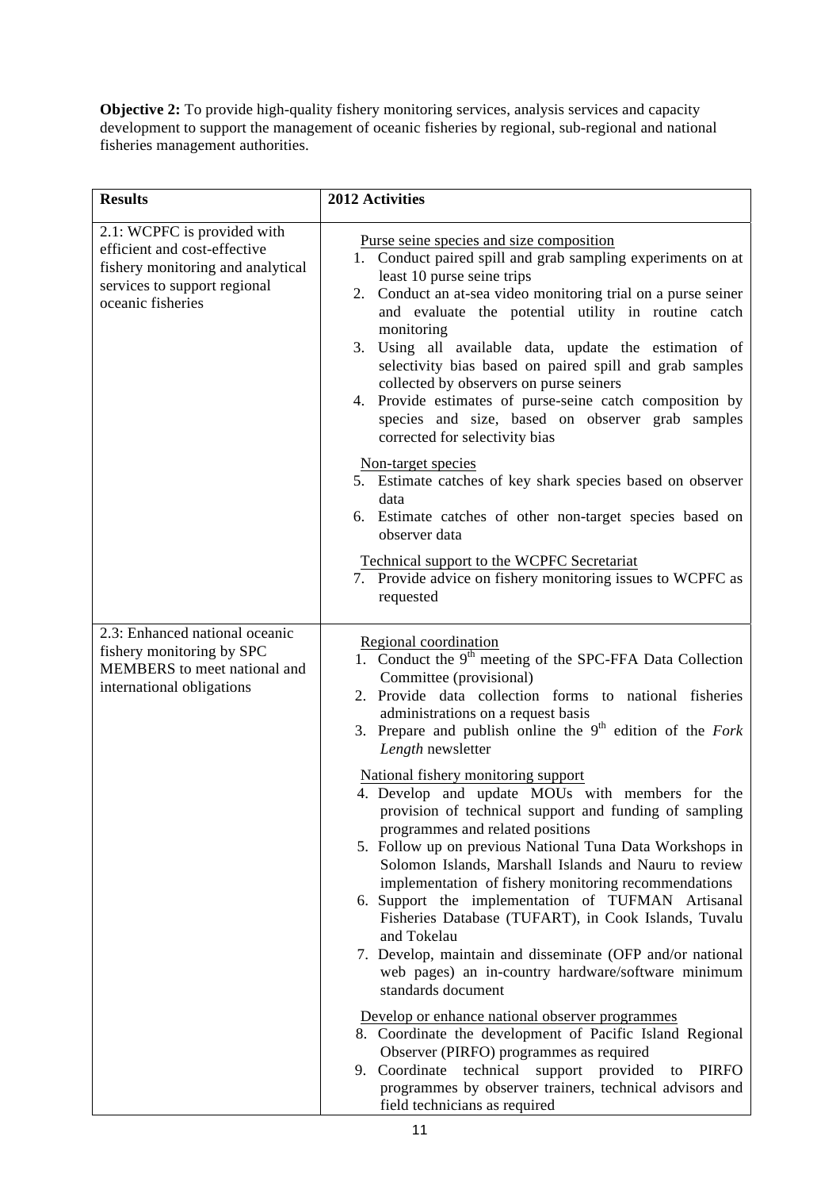**Objective 2:** To provide high-quality fishery monitoring services, analysis services and capacity development to support the management of oceanic fisheries by regional, sub-regional and national fisheries management authorities.

| Results | 2012 Activities |
|---|---|
| 2.1: WCPFC is provided with efficient and cost-effective fishery monitoring and analytical services to support regional oceanic fisheries | <u>Purse seine species and size composition</u><br>1. Conduct paired spill and grab sampling experiments on at least 10 purse seine trips<br>2. Conduct an at-sea video monitoring trial on a purse seiner and evaluate the potential utility in routine catch monitoring<br>3. Using all available data, update the estimation of selectivity bias based on paired spill and grab samples collected by observers on purse seiners<br>4. Provide estimates of purse-seine catch composition by species and size, based on observer grab samples corrected for selectivity bias<br><br><u>Non-target species</u><br>5. Estimate catches of key shark species based on observer data<br>6. Estimate catches of other non-target species based on observer data<br><br><u>Technical support to the WCPFC Secretariat</u><br>7. Provide advice on fishery monitoring issues to WCPFC as requested |
| 2.3: Enhanced national oceanic fishery monitoring by SPC MEMBERS to meet national and international obligations | <u>Regional coordination</u><br>1. Conduct the 9th meeting of the SPC-FFA Data Collection Committee (provisional)<br>2. Provide data collection forms to national fisheries administrations on a request basis<br>3. Prepare and publish online the 9th edition of the *Fork Length* newsletter<br><br><u>National fishery monitoring support</u><br>4. Develop and update MOUs with members for the provision of technical support and funding of sampling programmes and related positions<br>5. Follow up on previous National Tuna Data Workshops in Solomon Islands, Marshall Islands and Nauru to review implementation of fishery monitoring recommendations<br>6. Support the implementation of TUFMAN Artisanal Fisheries Database (TUFART), in Cook Islands, Tuvalu and Tokelau<br>7. Develop, maintain and disseminate (OFP and/or national web pages) an in-country hardware/software minimum standards document<br><br><u>Develop or enhance national observer programmes</u><br>8. Coordinate the development of Pacific Island Regional Observer (PIRFO) programmes as required<br>9. Coordinate technical support provided to PIRFO programmes by observer trainers, technical advisors and field technicians as required |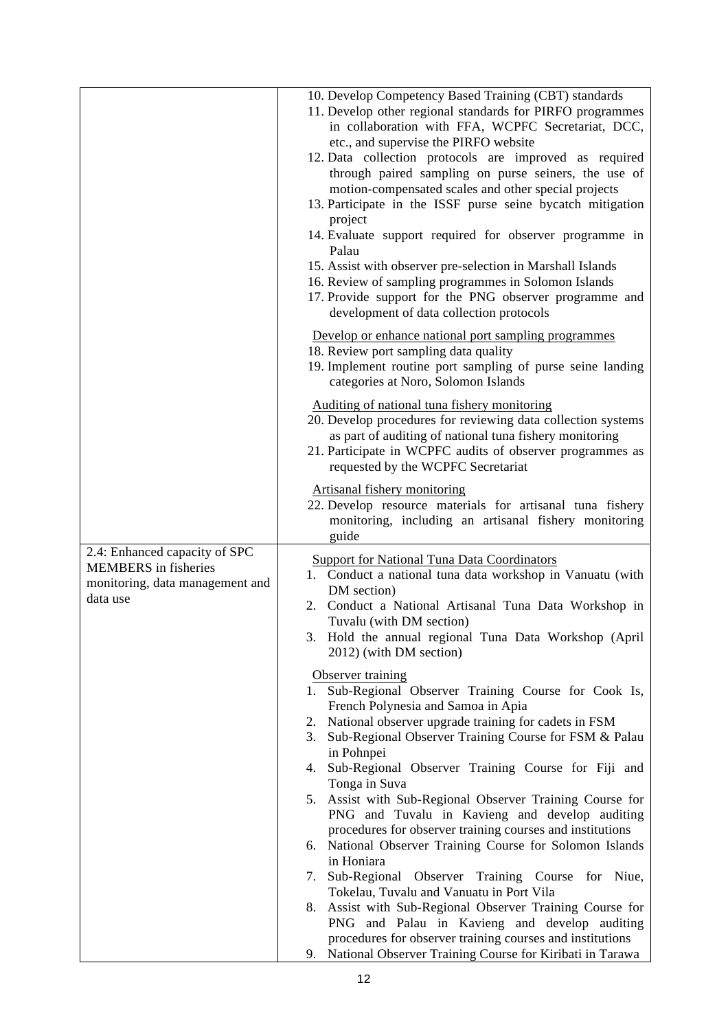| | |
|---|---|
| | 10. Develop Competency Based Training (CBT) standards<br>11. Develop other regional standards for PIRFO programmes in collaboration with FFA, WCPFC Secretariat, DCC, etc., and supervise the PIRFO website<br>12. Data collection protocols are improved as required through paired sampling on purse seiners, the use of motion-compensated scales and other special projects<br>13. Participate in the ISSF purse seine bycatch mitigation project<br>14. Evaluate support required for observer programme in Palau<br>15. Assist with observer pre-selection in Marshall Islands<br>16. Review of sampling programmes in Solomon Islands<br>17. Provide support for the PNG observer programme and development of data collection protocols<br><br><u>Develop or enhance national port sampling programmes</u><br>18. Review port sampling data quality<br>19. Implement routine port sampling of purse seine landing categories at Noro, Solomon Islands<br><br><u>Auditing of national tuna fishery monitoring</u><br>20. Develop procedures for reviewing data collection systems as part of auditing of national tuna fishery monitoring<br>21. Participate in WCPFC audits of observer programmes as requested by the WCPFC Secretariat<br><br><u>Artisanal fishery monitoring</u><br>22. Develop resource materials for artisanal tuna fishery monitoring, including an artisanal fishery monitoring guide |
| 2.4: Enhanced capacity of SPC MEMBERS in fisheries monitoring, data management and data use | <u>Support for National Tuna Data Coordinators</u><br>1. Conduct a national tuna data workshop in Vanuatu (with DM section)<br>2. Conduct a National Artisanal Tuna Data Workshop in Tuvalu (with DM section)<br>3. Hold the annual regional Tuna Data Workshop (April 2012) (with DM section)<br><br><u>Observer training</u><br>1. Sub-Regional Observer Training Course for Cook Is, French Polynesia and Samoa in Apia<br>2. National observer upgrade training for cadets in FSM<br>3. Sub-Regional Observer Training Course for FSM & Palau in Pohnpei<br>4. Sub-Regional Observer Training Course for Fiji and Tonga in Suva<br>5. Assist with Sub-Regional Observer Training Course for PNG and Tuvalu in Kavieng and develop auditing procedures for observer training courses and institutions<br>6. National Observer Training Course for Solomon Islands in Honiara<br>7. Sub-Regional Observer Training Course for Niue, Tokelau, Tuvalu and Vanuatu in Port Vila<br>8. Assist with Sub-Regional Observer Training Course for PNG and Palau in Kavieng and develop auditing procedures for observer training courses and institutions<br>9. National Observer Training Course for Kiribati in Tarawa |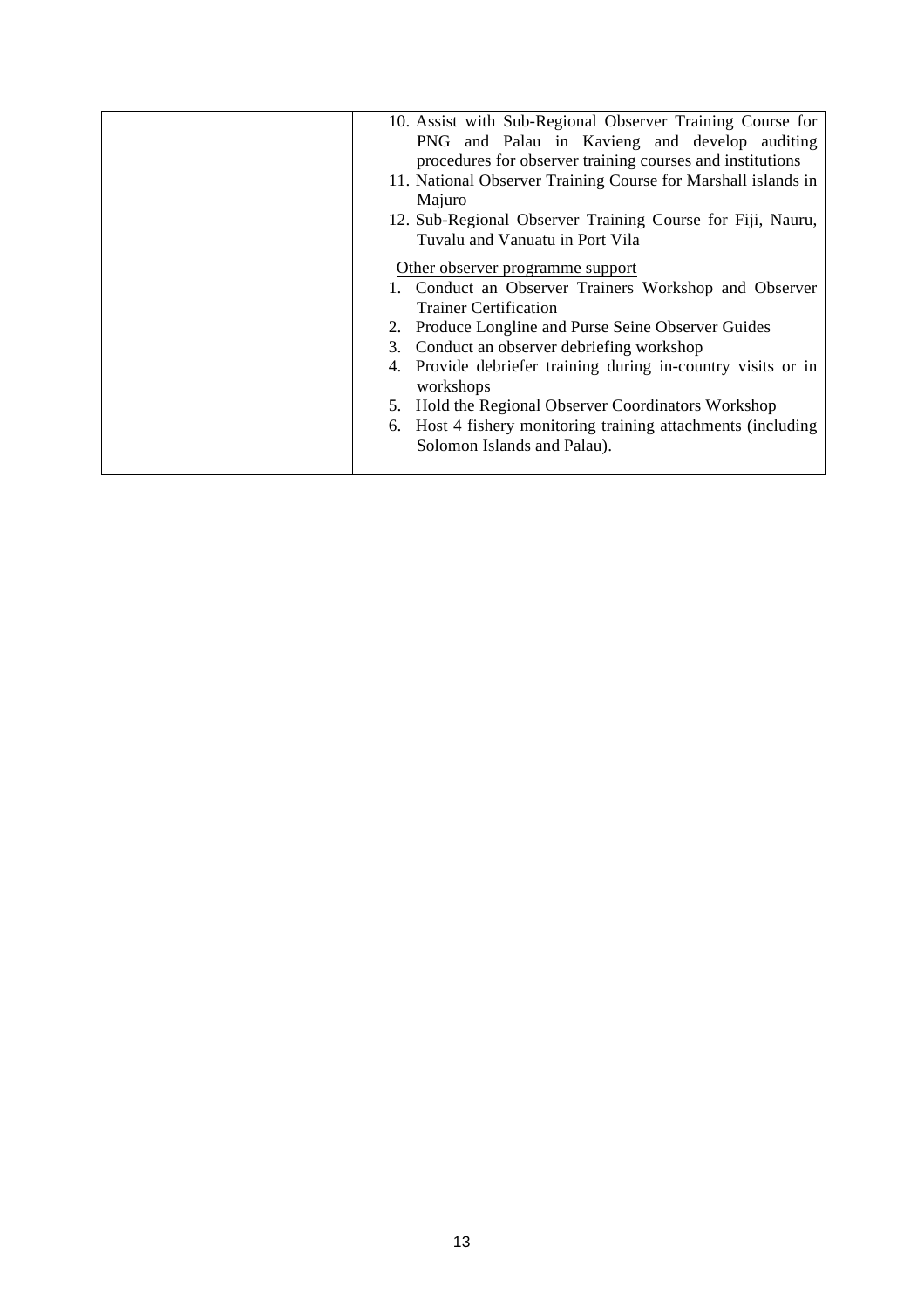| | 10. Assist with Sub-Regional Observer Training Course for PNG and Palau in Kavieng and develop auditing procedures for observer training courses and institutions<br>11. National Observer Training Course for Marshall islands in Majuro<br>12. Sub-Regional Observer Training Course for Fiji, Nauru, Tuvalu and Vanuatu in Port Vila<br><br><u>Other observer programme support</u><br>1. Conduct an Observer Trainers Workshop and Observer Trainer Certification<br>2. Produce Longline and Purse Seine Observer Guides<br>3. Conduct an observer debriefing workshop<br>4. Provide debriefer training during in-country visits or in workshops<br>5. Hold the Regional Observer Coordinators Workshop<br>6. Host 4 fishery monitoring training attachments (including Solomon Islands and Palau). |
|---|---|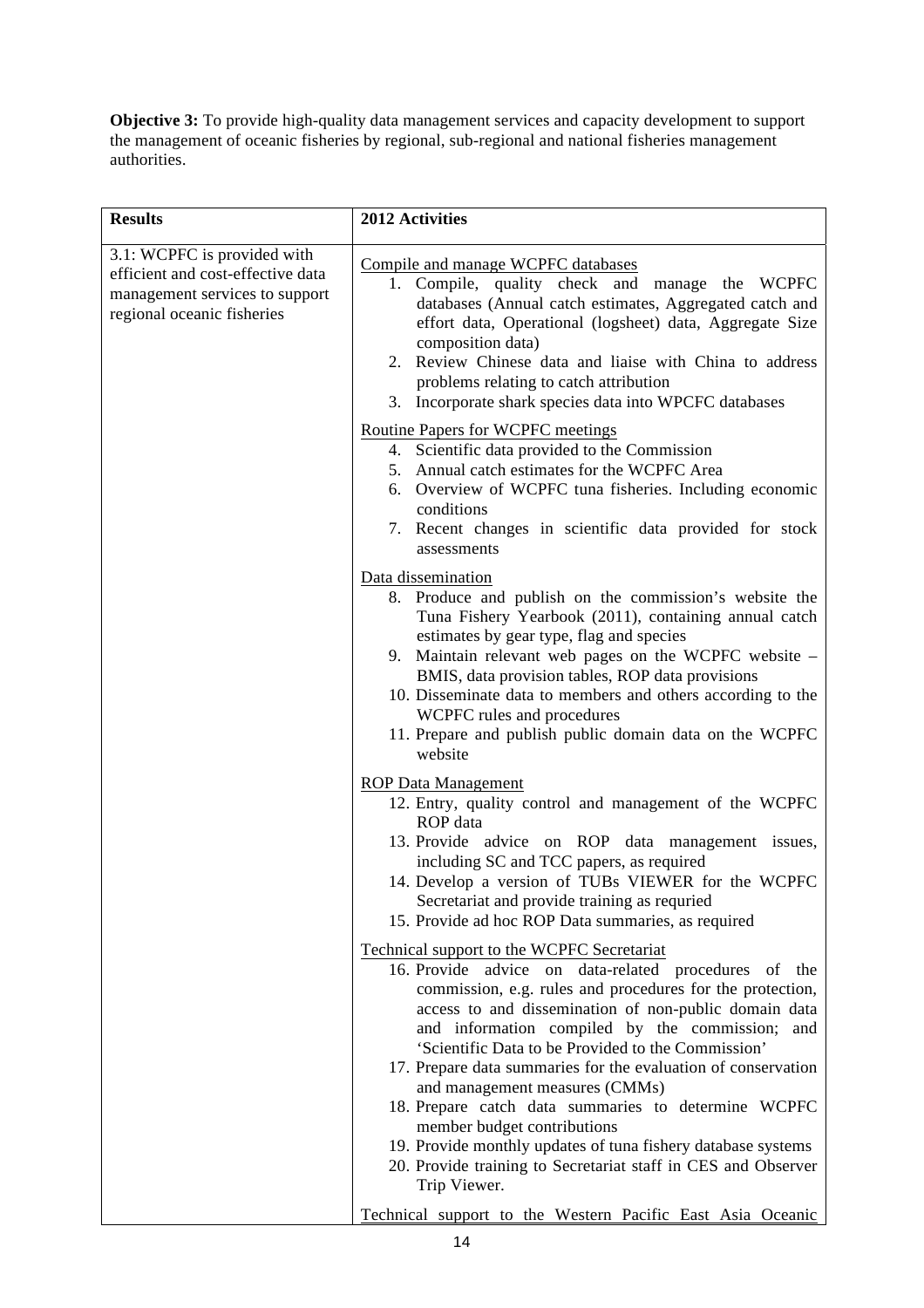**Objective 3:** To provide high-quality data management services and capacity development to support the management of oceanic fisheries by regional, sub-regional and national fisheries management authorities.

| Results | 2012 Activities |
|---|---|
| 3.1: WCPFC is provided with efficient and cost-effective data management services to support regional oceanic fisheries | Compile and manage WCPFC databases<br>1. Compile, quality check and manage the WCPFC databases (Annual catch estimates, Aggregated catch and effort data, Operational (logsheet) data, Aggregate Size composition data)<br>2. Review Chinese data and liaise with China to address problems relating to catch attribution<br>3. Incorporate shark species data into WPCFC databases<br><br>Routine Papers for WCPFC meetings<br>4. Scientific data provided to the Commission<br>5. Annual catch estimates for the WCPFC Area<br>6. Overview of WCPFC tuna fisheries. Including economic conditions<br>7. Recent changes in scientific data provided for stock assessments<br><br>Data dissemination<br>8. Produce and publish on the commission's website the Tuna Fishery Yearbook (2011), containing annual catch estimates by gear type, flag and species<br>9. Maintain relevant web pages on the WCPFC website – BMIS, data provision tables, ROP data provisions<br>10. Disseminate data to members and others according to the WCPFC rules and procedures<br>11. Prepare and publish public domain data on the WCPFC website<br><br>ROP Data Management<br>12. Entry, quality control and management of the WCPFC ROP data<br>13. Provide advice on ROP data management issues, including SC and TCC papers, as required<br>14. Develop a version of TUBs VIEWER for the WCPFC Secretariat and provide training as requried<br>15. Provide ad hoc ROP Data summaries, as required<br><br>Technical support to the WCPFC Secretariat<br>16. Provide advice on data-related procedures of the commission, e.g. rules and procedures for the protection, access to and dissemination of non-public domain data and information compiled by the commission; and 'Scientific Data to be Provided to the Commission'<br>17. Prepare data summaries for the evaluation of conservation and management measures (CMMs)<br>18. Prepare catch data summaries to determine WCPFC member budget contributions<br>19. Provide monthly updates of tuna fishery database systems<br>20. Provide training to Secretariat staff in CES and Observer Trip Viewer.<br><br>Technical support to the Western Pacific East Asia Oceanic |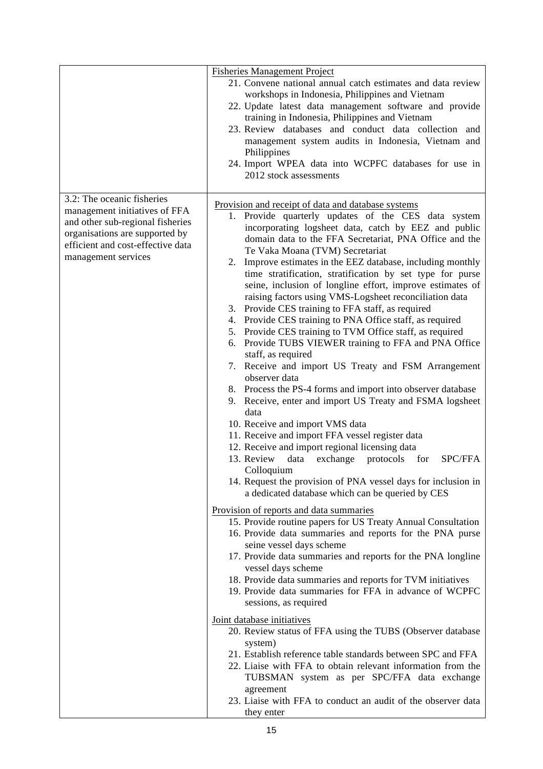| | |
|---|---|
| | Fisheries Management Project<br>21. Convene national annual catch estimates and data review workshops in Indonesia, Philippines and Vietnam<br>22. Update latest data management software and provide training in Indonesia, Philippines and Vietnam<br>23. Review databases and conduct data collection and management system audits in Indonesia, Vietnam and Philippines<br>24. Import WPEA data into WCPFC databases for use in 2012 stock assessments |
| 3.2: The oceanic fisheries management initiatives of FFA and other sub-regional fisheries organisations are supported by efficient and cost-effective data management services | Provision and receipt of data and database systems<br>1. Provide quarterly updates of the CES data system incorporating logsheet data, catch by EEZ and public domain data to the FFA Secretariat, PNA Office and the Te Vaka Moana (TVM) Secretariat<br>2. Improve estimates in the EEZ database, including monthly time stratification, stratification by set type for purse seine, inclusion of longline effort, improve estimates of raising factors using VMS-Logsheet reconciliation data<br>3. Provide CES training to FFA staff, as required<br>4. Provide CES training to PNA Office staff, as required<br>5. Provide CES training to TVM Office staff, as required<br>6. Provide TUBS VIEWER training to FFA and PNA Office staff, as required<br>7. Receive and import US Treaty and FSM Arrangement observer data<br>8. Process the PS-4 forms and import into observer database<br>9. Receive, enter and import US Treaty and FSMA logsheet data<br>10. Receive and import VMS data<br>11. Receive and import FFA vessel register data<br>12. Receive and import regional licensing data<br>13. Review data exchange protocols for SPC/FFA Colloquium<br>14. Request the provision of PNA vessel days for inclusion in a dedicated database which can be queried by CES<br><br>Provision of reports and data summaries<br>15. Provide routine papers for US Treaty Annual Consultation<br>16. Provide data summaries and reports for the PNA purse seine vessel days scheme<br>17. Provide data summaries and reports for the PNA longline vessel days scheme<br>18. Provide data summaries and reports for TVM initiatives<br>19. Provide data summaries for FFA in advance of WCPFC sessions, as required<br><br>Joint database initiatives<br>20. Review status of FFA using the TUBS (Observer database system)<br>21. Establish reference table standards between SPC and FFA<br>22. Liaise with FFA to obtain relevant information from the TUBSMAN system as per SPC/FFA data exchange agreement<br>23. Liaise with FFA to conduct an audit of the observer data they enter |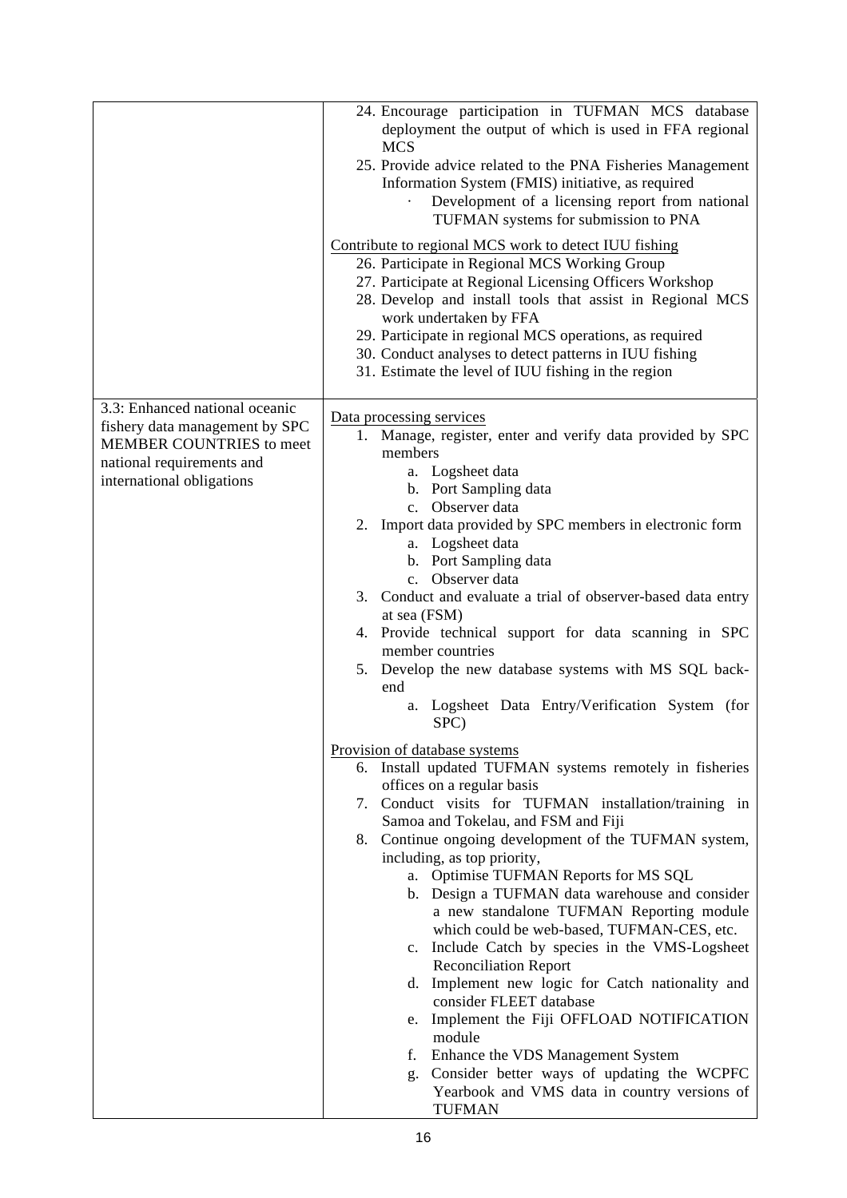| | |
|---|---|
| | 24. Encourage participation in TUFMAN MCS database deployment the output of which is used in FFA regional MCS<br>25. Provide advice related to the PNA Fisheries Management Information System (FMIS) initiative, as required<br>· Development of a licensing report from national TUFMAN systems for submission to PNA<br><br><u>Contribute to regional MCS work to detect IUU fishing</u><br>26. Participate in Regional MCS Working Group<br>27. Participate at Regional Licensing Officers Workshop<br>28. Develop and install tools that assist in Regional MCS work undertaken by FFA<br>29. Participate in regional MCS operations, as required<br>30. Conduct analyses to detect patterns in IUU fishing<br>31. Estimate the level of IUU fishing in the region |
| 3.3: Enhanced national oceanic fishery data management by SPC MEMBER COUNTRIES to meet national requirements and international obligations | <u>Data processing services</u><br>1. Manage, register, enter and verify data provided by SPC members<br>a. Logsheet data<br>b. Port Sampling data<br>c. Observer data<br>2. Import data provided by SPC members in electronic form<br>a. Logsheet data<br>b. Port Sampling data<br>c. Observer data<br>3. Conduct and evaluate a trial of observer-based data entry at sea (FSM)<br>4. Provide technical support for data scanning in SPC member countries<br>5. Develop the new database systems with MS SQL back-end<br>a. Logsheet Data Entry/Verification System (for SPC)<br><br><u>Provision of database systems</u><br>6. Install updated TUFMAN systems remotely in fisheries offices on a regular basis<br>7. Conduct visits for TUFMAN installation/training in Samoa and Tokelau, and FSM and Fiji<br>8. Continue ongoing development of the TUFMAN system, including, as top priority,<br>a. Optimise TUFMAN Reports for MS SQL<br>b. Design a TUFMAN data warehouse and consider a new standalone TUFMAN Reporting module which could be web-based, TUFMAN-CES, etc.<br>c. Include Catch by species in the VMS-Logsheet Reconciliation Report<br>d. Implement new logic for Catch nationality and consider FLEET database<br>e. Implement the Fiji OFFLOAD NOTIFICATION module<br>f. Enhance the VDS Management System<br>g. Consider better ways of updating the WCPFC Yearbook and VMS data in country versions of TUFMAN |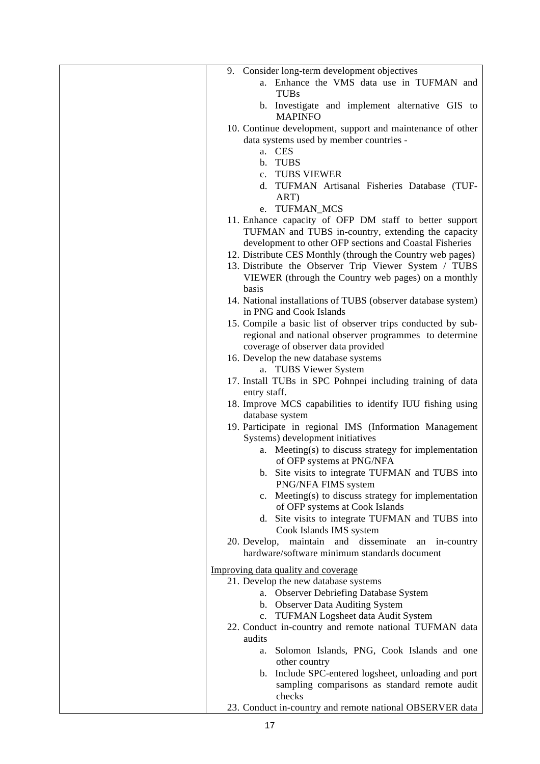| | |
|---|---|
| | 9. Consider long-term development objectives<br>a. Enhance the VMS data use in TUFMAN and TUBs<br>b. Investigate and implement alternative GIS to MAPINFO<br>10. Continue development, support and maintenance of other data systems used by member countries -<br>a. CES<br>b. TUBS<br>c. TUBS VIEWER<br>d. TUFMAN Artisanal Fisheries Database (TUF-ART)<br>e. TUFMAN_MCS<br>11. Enhance capacity of OFP DM staff to better support TUFMAN and TUBS in-country, extending the capacity development to other OFP sections and Coastal Fisheries<br>12. Distribute CES Monthly (through the Country web pages)<br>13. Distribute the Observer Trip Viewer System / TUBS VIEWER (through the Country web pages) on a monthly basis<br>14. National installations of TUBS (observer database system) in PNG and Cook Islands<br>15. Compile a basic list of observer trips conducted by sub-regional and national observer programmes to determine coverage of observer data provided<br>16. Develop the new database systems<br>a. TUBS Viewer System<br>17. Install TUBs in SPC Pohnpei including training of data entry staff.<br>18. Improve MCS capabilities to identify IUU fishing using database system<br>19. Participate in regional IMS (Information Management Systems) development initiatives<br>a. Meeting(s) to discuss strategy for implementation of OFP systems at PNG/NFA<br>b. Site visits to integrate TUFMAN and TUBS into PNG/NFA FIMS system<br>c. Meeting(s) to discuss strategy for implementation of OFP systems at Cook Islands<br>d. Site visits to integrate TUFMAN and TUBS into Cook Islands IMS system<br>20. Develop, maintain and disseminate an in-country hardware/software minimum standards document<br><br><u>Improving data quality and coverage</u><br>21. Develop the new database systems<br>a. Observer Debriefing Database System<br>b. Observer Data Auditing System<br>c. TUFMAN Logsheet data Audit System<br>22. Conduct in-country and remote national TUFMAN data audits<br>a. Solomon Islands, PNG, Cook Islands and one other country<br>b. Include SPC-entered logsheet, unloading and port sampling comparisons as standard remote audit checks<br>23. Conduct in-country and remote national OBSERVER data |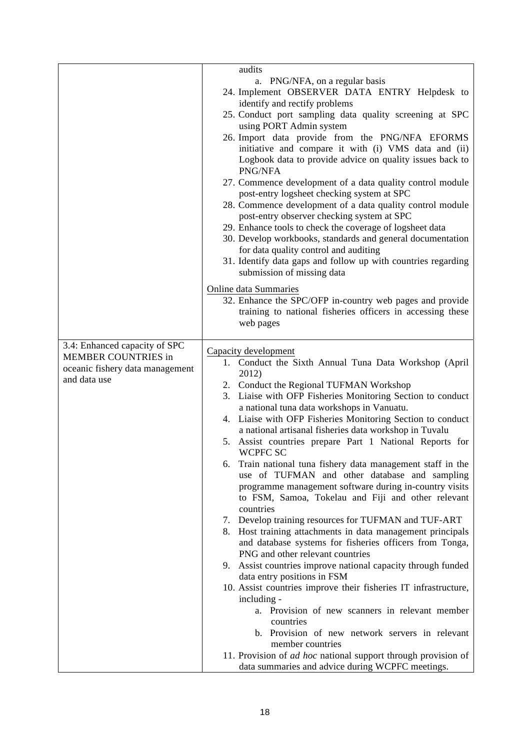| | |
|---|---|
| | audits<br>a. PNG/NFA, on a regular basis<br>24. Implement OBSERVER DATA ENTRY Helpdesk to identify and rectify problems<br>25. Conduct port sampling data quality screening at SPC using PORT Admin system<br>26. Import data provide from the PNG/NFA EFORMS initiative and compare it with (i) VMS data and (ii) Logbook data to provide advice on quality issues back to PNG/NFA<br>27. Commence development of a data quality control module post-entry logsheet checking system at SPC<br>28. Commence development of a data quality control module post-entry observer checking system at SPC<br>29. Enhance tools to check the coverage of logsheet data<br>30. Develop workbooks, standards and general documentation for data quality control and auditing<br>31. Identify data gaps and follow up with countries regarding submission of missing data<br><br>Online data Summaries<br>32. Enhance the SPC/OFP in-country web pages and provide training to national fisheries officers in accessing these web pages |
| 3.4: Enhanced capacity of SPC MEMBER COUNTRIES in oceanic fishery data management and data use | Capacity development<br>1. Conduct the Sixth Annual Tuna Data Workshop (April 2012)<br>2. Conduct the Regional TUFMAN Workshop<br>3. Liaise with OFP Fisheries Monitoring Section to conduct a national tuna data workshops in Vanuatu.<br>4. Liaise with OFP Fisheries Monitoring Section to conduct a national artisanal fisheries data workshop in Tuvalu<br>5. Assist countries prepare Part 1 National Reports for WCPFC SC<br>6. Train national tuna fishery data management staff in the use of TUFMAN and other database and sampling programme management software during in-country visits to FSM, Samoa, Tokelau and Fiji and other relevant countries<br>7. Develop training resources for TUFMAN and TUF-ART<br>8. Host training attachments in data management principals and database systems for fisheries officers from Tonga, PNG and other relevant countries<br>9. Assist countries improve national capacity through funded data entry positions in FSM<br>10. Assist countries improve their fisheries IT infrastructure, including -<br>a. Provision of new scanners in relevant member countries<br>b. Provision of new network servers in relevant member countries<br>11. Provision of *ad hoc* national support through provision of data summaries and advice during WCPFC meetings. |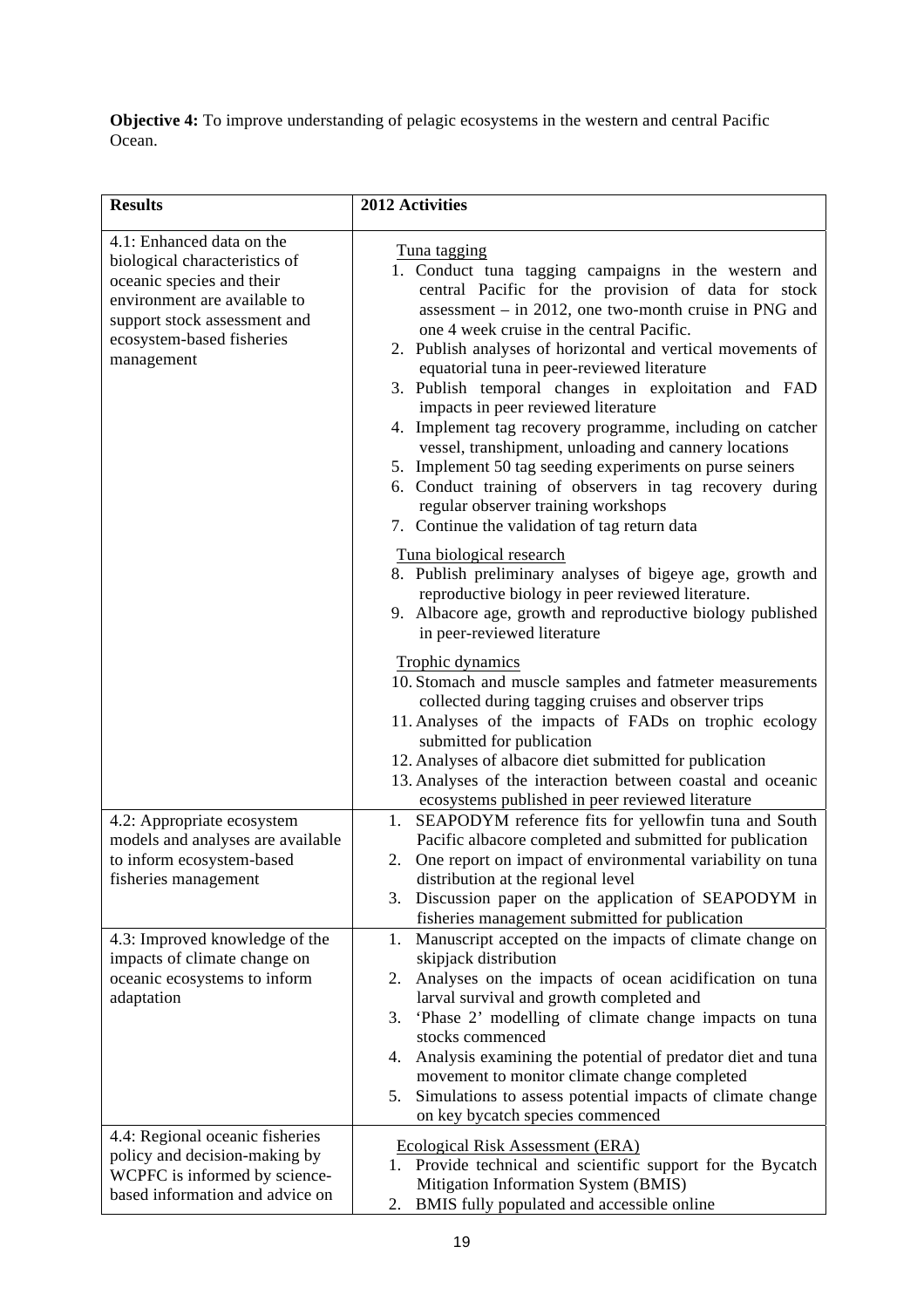**Objective 4:** To improve understanding of pelagic ecosystems in the western and central Pacific Ocean.

| Results | 2012 Activities |
|---|---|
| 4.1: Enhanced data on the biological characteristics of oceanic species and their environment are available to support stock assessment and ecosystem-based fisheries management | Tuna tagging<br>1. Conduct tuna tagging campaigns in the western and central Pacific for the provision of data for stock assessment – in 2012, one two-month cruise in PNG and one 4 week cruise in the central Pacific.<br>2. Publish analyses of horizontal and vertical movements of equatorial tuna in peer-reviewed literature<br>3. Publish temporal changes in exploitation and FAD impacts in peer reviewed literature<br>4. Implement tag recovery programme, including on catcher vessel, transhipment, unloading and cannery locations<br>5. Implement 50 tag seeding experiments on purse seiners<br>6. Conduct training of observers in tag recovery during regular observer training workshops<br>7. Continue the validation of tag return data<br><br>Tuna biological research<br>8. Publish preliminary analyses of bigeye age, growth and reproductive biology in peer reviewed literature.<br>9. Albacore age, growth and reproductive biology published in peer-reviewed literature<br><br>Trophic dynamics<br>10. Stomach and muscle samples and fatmeter measurements collected during tagging cruises and observer trips<br>11. Analyses of the impacts of FADs on trophic ecology submitted for publication<br>12. Analyses of albacore diet submitted for publication<br>13. Analyses of the interaction between coastal and oceanic ecosystems published in peer reviewed literature |
| 4.2: Appropriate ecosystem models and analyses are available to inform ecosystem-based fisheries management | 1. SEAPODYM reference fits for yellowfin tuna and South Pacific albacore completed and submitted for publication<br>2. One report on impact of environmental variability on tuna distribution at the regional level<br>3. Discussion paper on the application of SEAPODYM in fisheries management submitted for publication |
| 4.3: Improved knowledge of the impacts of climate change on oceanic ecosystems to inform adaptation | 1. Manuscript accepted on the impacts of climate change on skipjack distribution<br>2. Analyses on the impacts of ocean acidification on tuna larval survival and growth completed and<br>3. 'Phase 2' modelling of climate change impacts on tuna stocks commenced<br>4. Analysis examining the potential of predator diet and tuna movement to monitor climate change completed<br>5. Simulations to assess potential impacts of climate change on key bycatch species commenced |
| 4.4: Regional oceanic fisheries policy and decision-making by WCPFC is informed by science-based information and advice on | Ecological Risk Assessment (ERA)<br>1. Provide technical and scientific support for the Bycatch Mitigation Information System (BMIS)<br>2. BMIS fully populated and accessible online |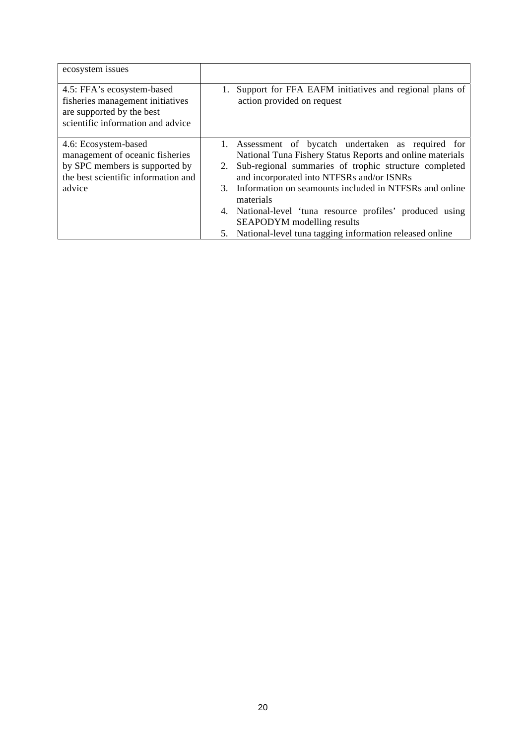| | |
|---|---|
| ecosystem issues | |
| 4.5: FFA's ecosystem-based fisheries management initiatives are supported by the best scientific information and advice | 1. Support for FFA EAFM initiatives and regional plans of action provided on request |
| 4.6: Ecosystem-based management of oceanic fisheries by SPC members is supported by the best scientific information and advice | 1. Assessment of bycatch undertaken as required for National Tuna Fishery Status Reports and online materials<br>2. Sub-regional summaries of trophic structure completed and incorporated into NTFSRs and/or ISNRs<br>3. Information on seamounts included in NTFSRs and online materials<br>4. National-level 'tuna resource profiles' produced using SEAPODYM modelling results<br>5. National-level tuna tagging information released online |